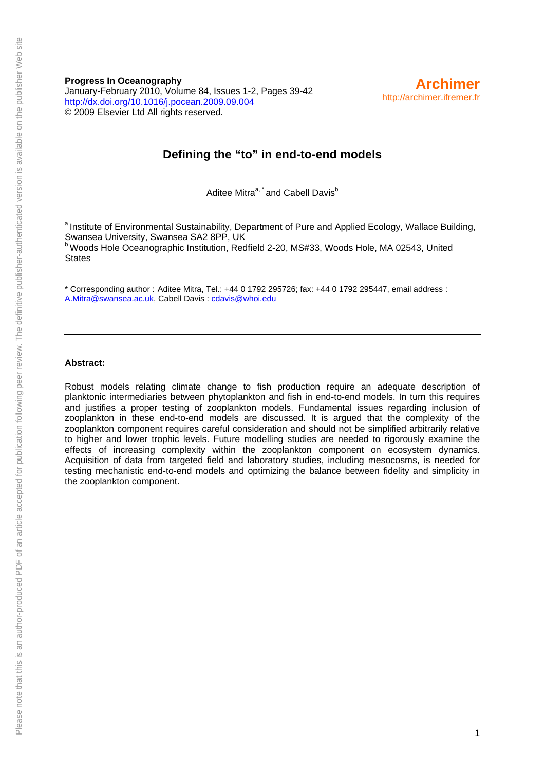**Progress In Oceanography**
January-February 2010, Volume 84, Issues 1-2, Pages 39-42
http://dx.doi.org/10.1016/j.pocean.2009.09.004
© 2009 Elsevier Ltd All rights reserved.

**Archimer**
http://archimer.ifremer.fr

# Defining the "to" in end-to-end models

Aditee Mitra[a, *] and Cabell Davis[b]

[a] Institute of Environmental Sustainability, Department of Pure and Applied Ecology, Wallace Building, Swansea University, Swansea SA2 8PP, UK
[b] Woods Hole Oceanographic Institution, Redfield 2-20, MS#33, Woods Hole, MA 02543, United States

* Corresponding author : Aditee Mitra, Tel.: +44 0 1792 295726; fax: +44 0 1792 295447, email address : A.Mitra@swansea.ac.uk, Cabell Davis : cdavis@whoi.edu

**Abstract:**

Robust models relating climate change to fish production require an adequate description of planktonic intermediaries between phytoplankton and fish in end-to-end models. In turn this requires and justifies a proper testing of zooplankton models. Fundamental issues regarding inclusion of zooplankton in these end-to-end models are discussed. It is argued that the complexity of the zooplankton component requires careful consideration and should not be simplified arbitrarily relative to higher and lower trophic levels. Future modelling studies are needed to rigorously examine the effects of increasing complexity within the zooplankton component on ecosystem dynamics. Acquisition of data from targeted field and laboratory studies, including mesocosms, is needed for testing mechanistic end-to-end models and optimizing the balance between fidelity and simplicity in the zooplankton component.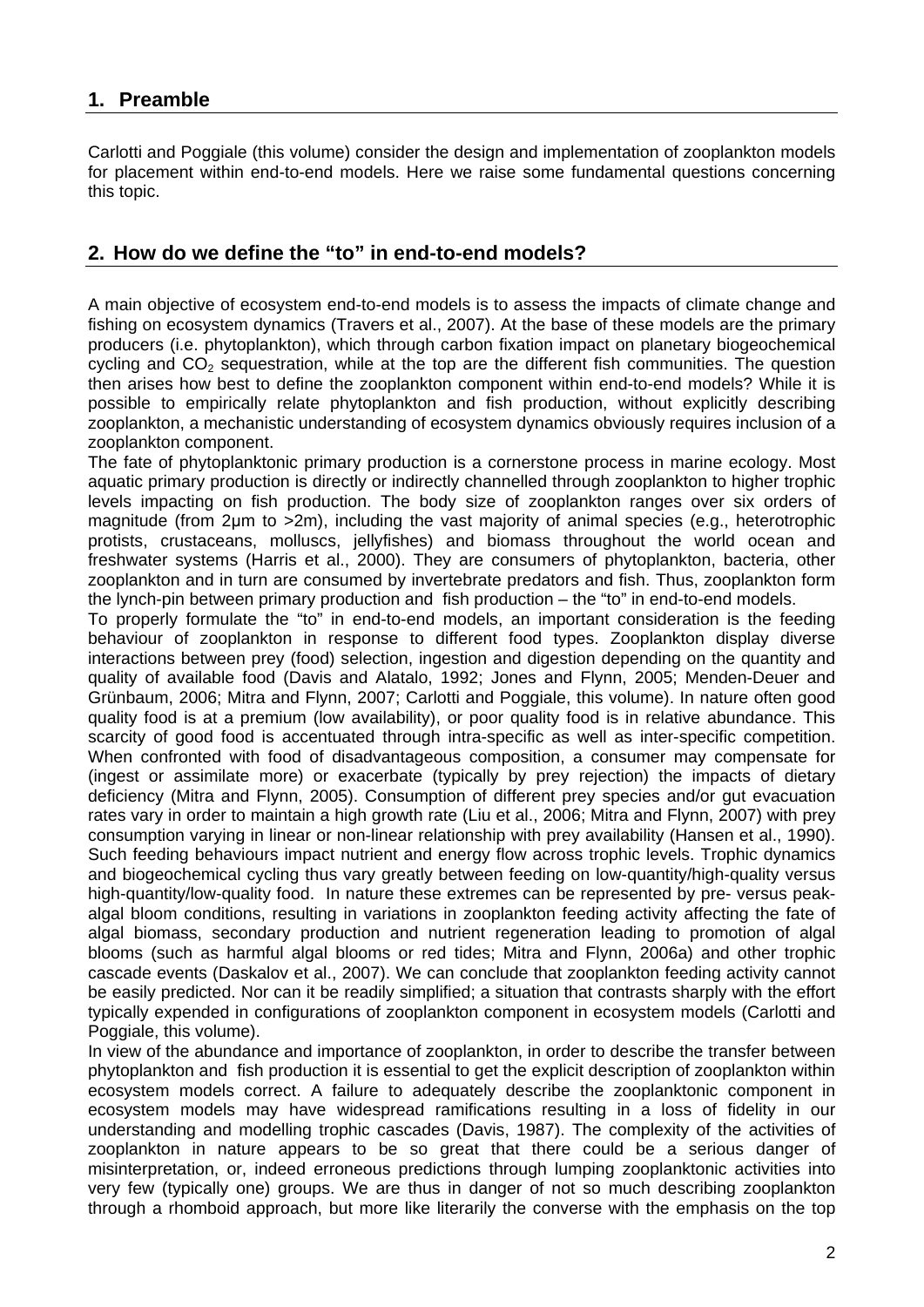## 1. Preamble

Carlotti and Poggiale (this volume) consider the design and implementation of zooplankton models for placement within end-to-end models. Here we raise some fundamental questions concerning this topic.

## 2. How do we define the "to" in end-to-end models?

A main objective of ecosystem end-to-end models is to assess the impacts of climate change and fishing on ecosystem dynamics (Travers et al., 2007). At the base of these models are the primary producers (i.e. phytoplankton), which through carbon fixation impact on planetary biogeochemical cycling and $CO_2$ sequestration, while at the top are the different fish communities. The question then arises how best to define the zooplankton component within end-to-end models? While it is possible to empirically relate phytoplankton and fish production, without explicitly describing zooplankton, a mechanistic understanding of ecosystem dynamics obviously requires inclusion of a zooplankton component.

The fate of phytoplanktonic primary production is a cornerstone process in marine ecology. Most aquatic primary production is directly or indirectly channelled through zooplankton to higher trophic levels impacting on fish production. The body size of zooplankton ranges over six orders of magnitude (from 2µm to >2m), including the vast majority of animal species (e.g., heterotrophic protists, crustaceans, molluscs, jellyfishes) and biomass throughout the world ocean and freshwater systems (Harris et al., 2000). They are consumers of phytoplankton, bacteria, other zooplankton and in turn are consumed by invertebrate predators and fish. Thus, zooplankton form the lynch-pin between primary production and fish production – the "to" in end-to-end models.

To properly formulate the "to" in end-to-end models, an important consideration is the feeding behaviour of zooplankton in response to different food types. Zooplankton display diverse interactions between prey (food) selection, ingestion and digestion depending on the quantity and quality of available food (Davis and Alatalo, 1992; Jones and Flynn, 2005; Menden-Deuer and Grünbaum, 2006; Mitra and Flynn, 2007; Carlotti and Poggiale, this volume). In nature often good quality food is at a premium (low availability), or poor quality food is in relative abundance. This scarcity of good food is accentuated through intra-specific as well as inter-specific competition. When confronted with food of disadvantageous composition, a consumer may compensate for (ingest or assimilate more) or exacerbate (typically by prey rejection) the impacts of dietary deficiency (Mitra and Flynn, 2005). Consumption of different prey species and/or gut evacuation rates vary in order to maintain a high growth rate (Liu et al., 2006; Mitra and Flynn, 2007) with prey consumption varying in linear or non-linear relationship with prey availability (Hansen et al., 1990). Such feeding behaviours impact nutrient and energy flow across trophic levels. Trophic dynamics and biogeochemical cycling thus vary greatly between feeding on low-quantity/high-quality versus high-quantity/low-quality food. In nature these extremes can be represented by pre- versus peak-algal bloom conditions, resulting in variations in zooplankton feeding activity affecting the fate of algal biomass, secondary production and nutrient regeneration leading to promotion of algal blooms (such as harmful algal blooms or red tides; Mitra and Flynn, 2006a) and other trophic cascade events (Daskalov et al., 2007). We can conclude that zooplankton feeding activity cannot be easily predicted. Nor can it be readily simplified; a situation that contrasts sharply with the effort typically expended in configurations of zooplankton component in ecosystem models (Carlotti and Poggiale, this volume).

In view of the abundance and importance of zooplankton, in order to describe the transfer between phytoplankton and fish production it is essential to get the explicit description of zooplankton within ecosystem models correct. A failure to adequately describe the zooplanktonic component in ecosystem models may have widespread ramifications resulting in a loss of fidelity in our understanding and modelling trophic cascades (Davis, 1987). The complexity of the activities of zooplankton in nature appears to be so great that there could be a serious danger of misinterpretation, or, indeed erroneous predictions through lumping zooplanktonic activities into very few (typically one) groups. We are thus in danger of not so much describing zooplankton through a rhomboid approach, but more like literarily the converse with the emphasis on the top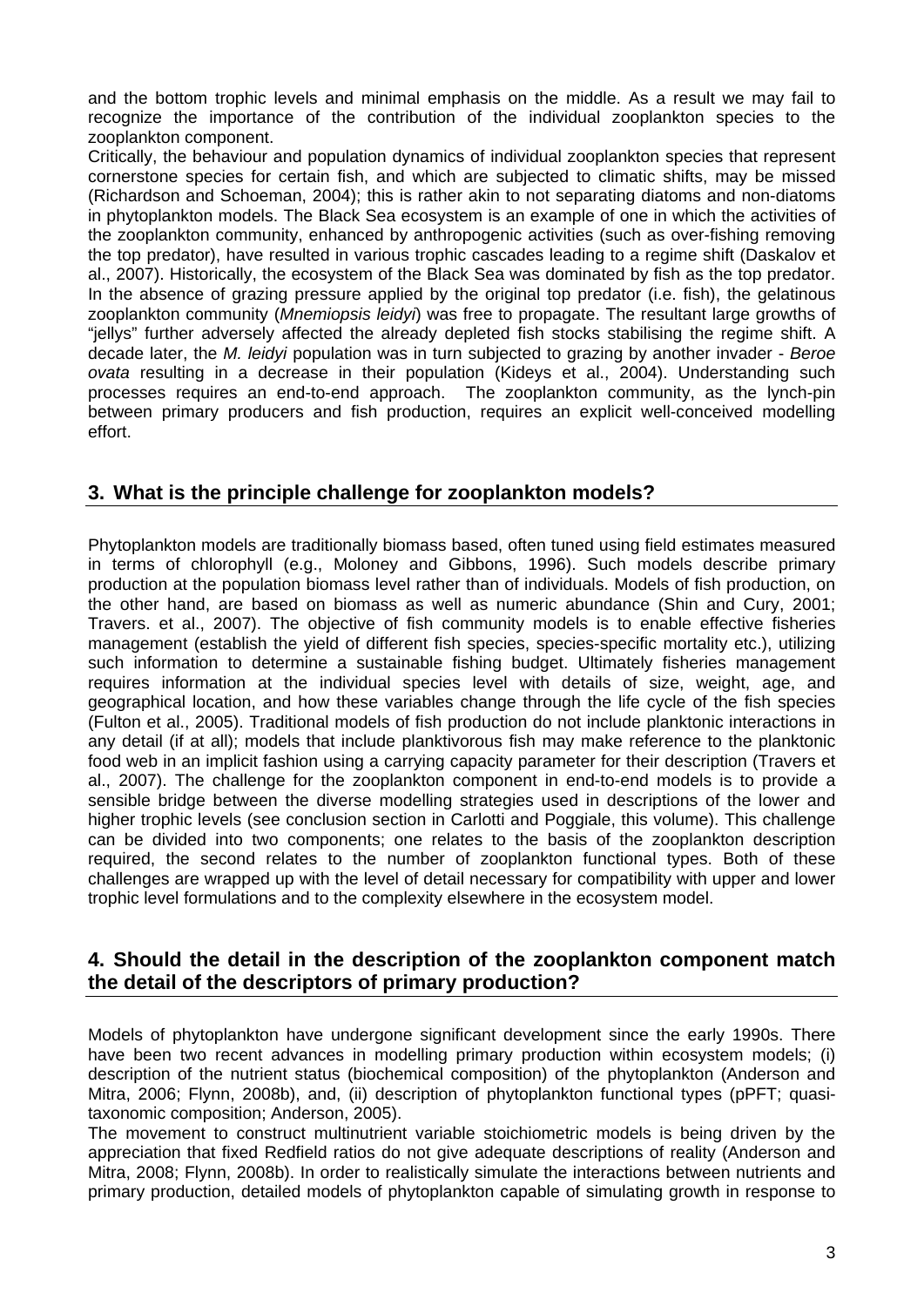and the bottom trophic levels and minimal emphasis on the middle. As a result we may fail to recognize the importance of the contribution of the individual zooplankton species to the zooplankton component.

Critically, the behaviour and population dynamics of individual zooplankton species that represent cornerstone species for certain fish, and which are subjected to climatic shifts, may be missed (Richardson and Schoeman, 2004); this is rather akin to not separating diatoms and non-diatoms in phytoplankton models. The Black Sea ecosystem is an example of one in which the activities of the zooplankton community, enhanced by anthropogenic activities (such as over-fishing removing the top predator), have resulted in various trophic cascades leading to a regime shift (Daskalov et al., 2007). Historically, the ecosystem of the Black Sea was dominated by fish as the top predator. In the absence of grazing pressure applied by the original top predator (i.e. fish), the gelatinous zooplankton community (*Mnemiopsis leidyi*) was free to propagate. The resultant large growths of "jellys" further adversely affected the already depleted fish stocks stabilising the regime shift. A decade later, the *M. leidyi* population was in turn subjected to grazing by another invader - *Beroe ovata* resulting in a decrease in their population (Kideys et al., 2004). Understanding such processes requires an end-to-end approach. The zooplankton community, as the lynch-pin between primary producers and fish production, requires an explicit well-conceived modelling effort.

## 3. What is the principle challenge for zooplankton models?

Phytoplankton models are traditionally biomass based, often tuned using field estimates measured in terms of chlorophyll (e.g., Moloney and Gibbons, 1996). Such models describe primary production at the population biomass level rather than of individuals. Models of fish production, on the other hand, are based on biomass as well as numeric abundance (Shin and Cury, 2001; Travers. et al., 2007). The objective of fish community models is to enable effective fisheries management (establish the yield of different fish species, species-specific mortality etc.), utilizing such information to determine a sustainable fishing budget. Ultimately fisheries management requires information at the individual species level with details of size, weight, age, and geographical location, and how these variables change through the life cycle of the fish species (Fulton et al., 2005). Traditional models of fish production do not include planktonic interactions in any detail (if at all); models that include planktivorous fish may make reference to the planktonic food web in an implicit fashion using a carrying capacity parameter for their description (Travers et al., 2007). The challenge for the zooplankton component in end-to-end models is to provide a sensible bridge between the diverse modelling strategies used in descriptions of the lower and higher trophic levels (see conclusion section in Carlotti and Poggiale, this volume). This challenge can be divided into two components; one relates to the basis of the zooplankton description required, the second relates to the number of zooplankton functional types. Both of these challenges are wrapped up with the level of detail necessary for compatibility with upper and lower trophic level formulations and to the complexity elsewhere in the ecosystem model.

## 4. Should the detail in the description of the zooplankton component match the detail of the descriptors of primary production?

Models of phytoplankton have undergone significant development since the early 1990s. There have been two recent advances in modelling primary production within ecosystem models; (i) description of the nutrient status (biochemical composition) of the phytoplankton (Anderson and Mitra, 2006; Flynn, 2008b), and, (ii) description of phytoplankton functional types (pPFT; quasi-taxonomic composition; Anderson, 2005).

The movement to construct multinutrient variable stoichiometric models is being driven by the appreciation that fixed Redfield ratios do not give adequate descriptions of reality (Anderson and Mitra, 2008; Flynn, 2008b). In order to realistically simulate the interactions between nutrients and primary production, detailed models of phytoplankton capable of simulating growth in response to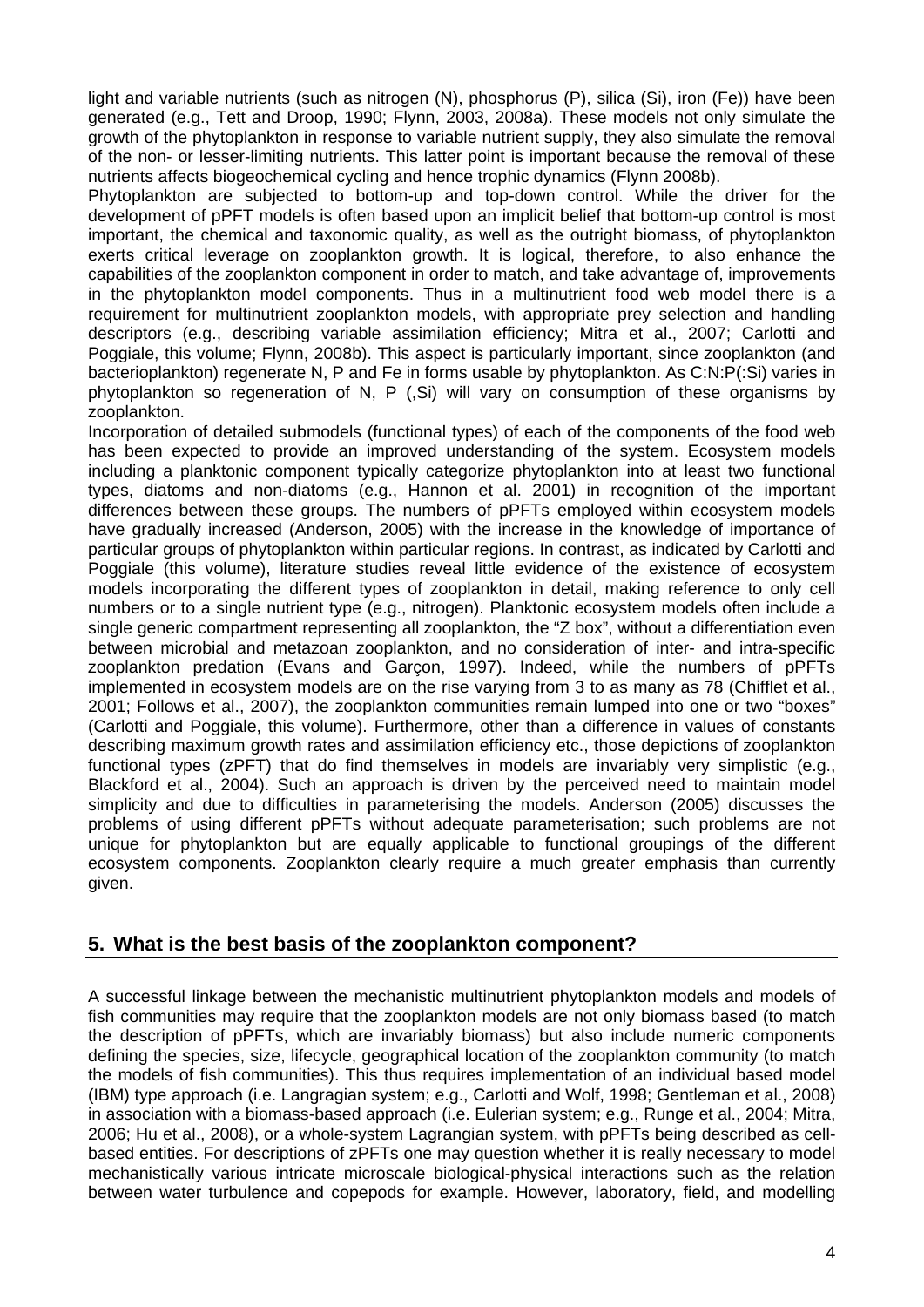light and variable nutrients (such as nitrogen (N), phosphorus (P), silica (Si), iron (Fe)) have been generated (e.g., Tett and Droop, 1990; Flynn, 2003, 2008a). These models not only simulate the growth of the phytoplankton in response to variable nutrient supply, they also simulate the removal of the non- or lesser-limiting nutrients. This latter point is important because the removal of these nutrients affects biogeochemical cycling and hence trophic dynamics (Flynn 2008b).

Phytoplankton are subjected to bottom-up and top-down control. While the driver for the development of pPFT models is often based upon an implicit belief that bottom-up control is most important, the chemical and taxonomic quality, as well as the outright biomass, of phytoplankton exerts critical leverage on zooplankton growth. It is logical, therefore, to also enhance the capabilities of the zooplankton component in order to match, and take advantage of, improvements in the phytoplankton model components. Thus in a multinutrient food web model there is a requirement for multinutrient zooplankton models, with appropriate prey selection and handling descriptors (e.g., describing variable assimilation efficiency; Mitra et al., 2007; Carlotti and Poggiale, this volume; Flynn, 2008b). This aspect is particularly important, since zooplankton (and bacterioplankton) regenerate N, P and Fe in forms usable by phytoplankton. As C:N:P(:Si) varies in phytoplankton so regeneration of N, P (,Si) will vary on consumption of these organisms by zooplankton.

Incorporation of detailed submodels (functional types) of each of the components of the food web has been expected to provide an improved understanding of the system. Ecosystem models including a planktonic component typically categorize phytoplankton into at least two functional types, diatoms and non-diatoms (e.g., Hannon et al. 2001) in recognition of the important differences between these groups. The numbers of pPFTs employed within ecosystem models have gradually increased (Anderson, 2005) with the increase in the knowledge of importance of particular groups of phytoplankton within particular regions. In contrast, as indicated by Carlotti and Poggiale (this volume), literature studies reveal little evidence of the existence of ecosystem models incorporating the different types of zooplankton in detail, making reference to only cell numbers or to a single nutrient type (e.g., nitrogen). Planktonic ecosystem models often include a single generic compartment representing all zooplankton, the "Z box", without a differentiation even between microbial and metazoan zooplankton, and no consideration of inter- and intra-specific zooplankton predation (Evans and Garçon, 1997). Indeed, while the numbers of pPFTs implemented in ecosystem models are on the rise varying from 3 to as many as 78 (Chifflet et al., 2001; Follows et al., 2007), the zooplankton communities remain lumped into one or two "boxes" (Carlotti and Poggiale, this volume). Furthermore, other than a difference in values of constants describing maximum growth rates and assimilation efficiency etc., those depictions of zooplankton functional types (zPFT) that do find themselves in models are invariably very simplistic (e.g., Blackford et al., 2004). Such an approach is driven by the perceived need to maintain model simplicity and due to difficulties in parameterising the models. Anderson (2005) discusses the problems of using different pPFTs without adequate parameterisation; such problems are not unique for phytoplankton but are equally applicable to functional groupings of the different ecosystem components. Zooplankton clearly require a much greater emphasis than currently given.

## 5. What is the best basis of the zooplankton component?

A successful linkage between the mechanistic multinutrient phytoplankton models and models of fish communities may require that the zooplankton models are not only biomass based (to match the description of pPFTs, which are invariably biomass) but also include numeric components defining the species, size, lifecycle, geographical location of the zooplankton community (to match the models of fish communities). This thus requires implementation of an individual based model (IBM) type approach (i.e. Langragian system; e.g., Carlotti and Wolf, 1998; Gentleman et al., 2008) in association with a biomass-based approach (i.e. Eulerian system; e.g., Runge et al., 2004; Mitra, 2006; Hu et al., 2008), or a whole-system Lagrangian system, with pPFTs being described as cell-based entities. For descriptions of zPFTs one may question whether it is really necessary to model mechanistically various intricate microscale biological-physical interactions such as the relation between water turbulence and copepods for example. However, laboratory, field, and modelling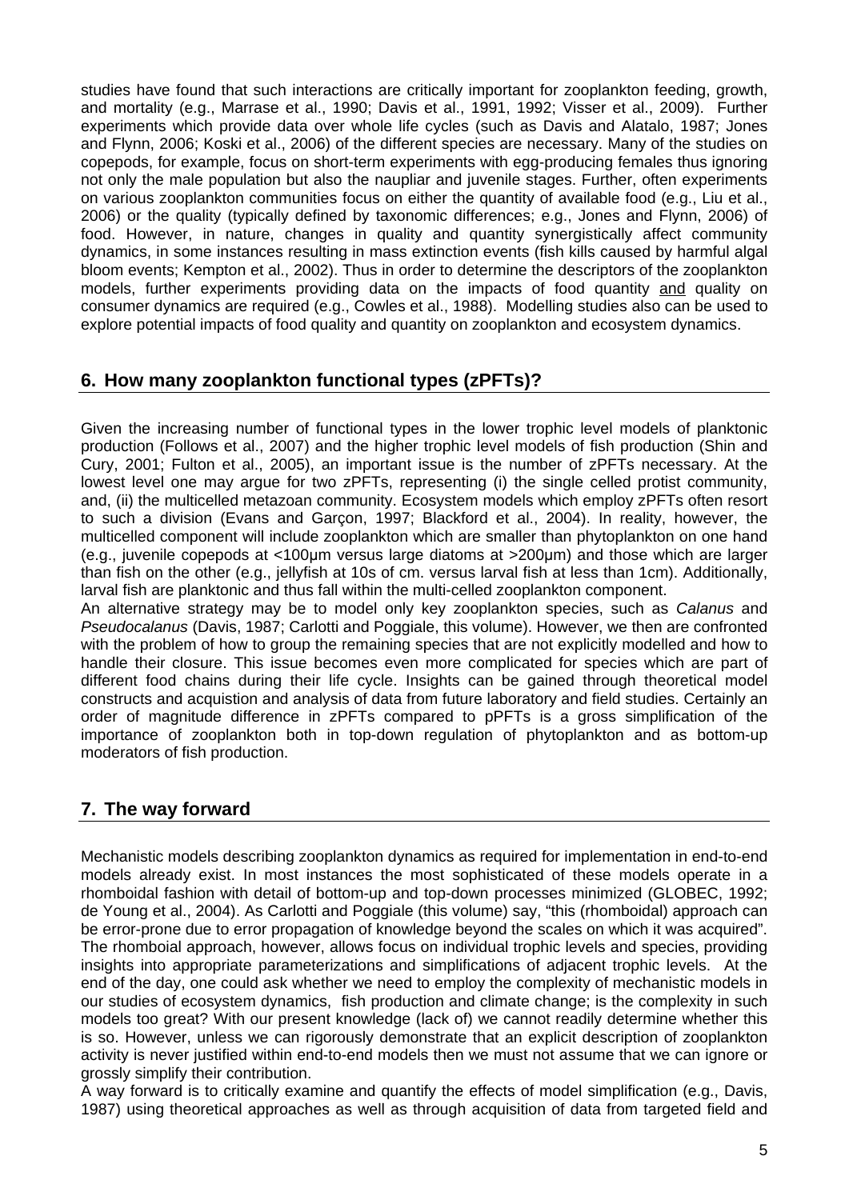studies have found that such interactions are critically important for zooplankton feeding, growth, and mortality (e.g., Marrase et al., 1990; Davis et al., 1991, 1992; Visser et al., 2009). Further experiments which provide data over whole life cycles (such as Davis and Alatalo, 1987; Jones and Flynn, 2006; Koski et al., 2006) of the different species are necessary. Many of the studies on copepods, for example, focus on short-term experiments with egg-producing females thus ignoring not only the male population but also the naupliar and juvenile stages. Further, often experiments on various zooplankton communities focus on either the quantity of available food (e.g., Liu et al., 2006) or the quality (typically defined by taxonomic differences; e.g., Jones and Flynn, 2006) of food. However, in nature, changes in quality and quantity synergistically affect community dynamics, in some instances resulting in mass extinction events (fish kills caused by harmful algal bloom events; Kempton et al., 2002). Thus in order to determine the descriptors of the zooplankton models, further experiments providing data on the impacts of food quantity and quality on consumer dynamics are required (e.g., Cowles et al., 1988). Modelling studies also can be used to explore potential impacts of food quality and quantity on zooplankton and ecosystem dynamics.

## 6. How many zooplankton functional types (zPFTs)?

Given the increasing number of functional types in the lower trophic level models of planktonic production (Follows et al., 2007) and the higher trophic level models of fish production (Shin and Cury, 2001; Fulton et al., 2005), an important issue is the number of zPFTs necessary. At the lowest level one may argue for two zPFTs, representing (i) the single celled protist community, and, (ii) the multicelled metazoan community. Ecosystem models which employ zPFTs often resort to such a division (Evans and Garçon, 1997; Blackford et al., 2004). In reality, however, the multicelled component will include zooplankton which are smaller than phytoplankton on one hand (e.g., juvenile copepods at <100μm versus large diatoms at >200μm) and those which are larger than fish on the other (e.g., jellyfish at 10s of cm. versus larval fish at less than 1cm). Additionally, larval fish are planktonic and thus fall within the multi-celled zooplankton component.

An alternative strategy may be to model only key zooplankton species, such as *Calanus* and *Pseudocalanus* (Davis, 1987; Carlotti and Poggiale, this volume). However, we then are confronted with the problem of how to group the remaining species that are not explicitly modelled and how to handle their closure. This issue becomes even more complicated for species which are part of different food chains during their life cycle. Insights can be gained through theoretical model constructs and acquistion and analysis of data from future laboratory and field studies. Certainly an order of magnitude difference in zPFTs compared to pPFTs is a gross simplification of the importance of zooplankton both in top-down regulation of phytoplankton and as bottom-up moderators of fish production.

## 7. The way forward

Mechanistic models describing zooplankton dynamics as required for implementation in end-to-end models already exist. In most instances the most sophisticated of these models operate in a rhomboidal fashion with detail of bottom-up and top-down processes minimized (GLOBEC, 1992; de Young et al., 2004). As Carlotti and Poggiale (this volume) say, "this (rhomboidal) approach can be error-prone due to error propagation of knowledge beyond the scales on which it was acquired". The rhomboial approach, however, allows focus on individual trophic levels and species, providing insights into appropriate parameterizations and simplifications of adjacent trophic levels. At the end of the day, one could ask whether we need to employ the complexity of mechanistic models in our studies of ecosystem dynamics, fish production and climate change; is the complexity in such models too great? With our present knowledge (lack of) we cannot readily determine whether this is so. However, unless we can rigorously demonstrate that an explicit description of zooplankton activity is never justified within end-to-end models then we must not assume that we can ignore or grossly simplify their contribution.

A way forward is to critically examine and quantify the effects of model simplification (e.g., Davis, 1987) using theoretical approaches as well as through acquisition of data from targeted field and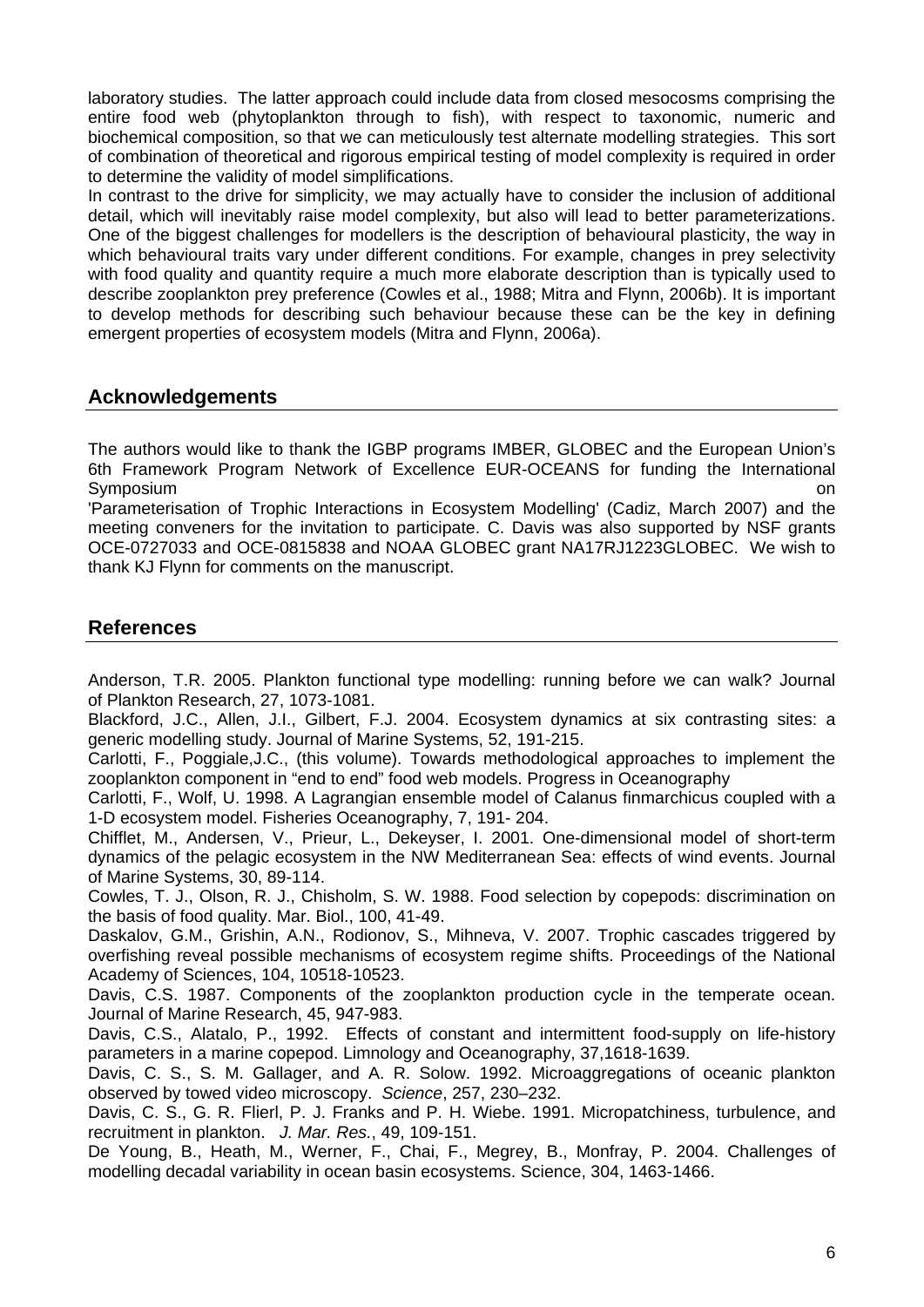laboratory studies. The latter approach could include data from closed mesocosms comprising the entire food web (phytoplankton through to fish), with respect to taxonomic, numeric and biochemical composition, so that we can meticulously test alternate modelling strategies. This sort of combination of theoretical and rigorous empirical testing of model complexity is required in order to determine the validity of model simplifications.

In contrast to the drive for simplicity, we may actually have to consider the inclusion of additional detail, which will inevitably raise model complexity, but also will lead to better parameterizations. One of the biggest challenges for modellers is the description of behavioural plasticity, the way in which behavioural traits vary under different conditions. For example, changes in prey selectivity with food quality and quantity require a much more elaborate description than is typically used to describe zooplankton prey preference (Cowles et al., 1988; Mitra and Flynn, 2006b). It is important to develop methods for describing such behaviour because these can be the key in defining emergent properties of ecosystem models (Mitra and Flynn, 2006a).

## Acknowledgements

The authors would like to thank the IGBP programs IMBER, GLOBEC and the European Union's 6th Framework Program Network of Excellence EUR-OCEANS for funding the International Symposium on 'Parameterisation of Trophic Interactions in Ecosystem Modelling' (Cadiz, March 2007) and the meeting conveners for the invitation to participate. C. Davis was also supported by NSF grants OCE-0727033 and OCE-0815838 and NOAA GLOBEC grant NA17RJ1223GLOBEC. We wish to thank KJ Flynn for comments on the manuscript.

## References

Anderson, T.R. 2005. Plankton functional type modelling: running before we can walk? Journal of Plankton Research, 27, 1073-1081.

Blackford, J.C., Allen, J.I., Gilbert, F.J. 2004. Ecosystem dynamics at six contrasting sites: a generic modelling study. Journal of Marine Systems, 52, 191-215.

Carlotti, F., Poggiale,J.C., (this volume). Towards methodological approaches to implement the zooplankton component in "end to end" food web models. Progress in Oceanography

Carlotti, F., Wolf, U. 1998. A Lagrangian ensemble model of Calanus finmarchicus coupled with a 1-D ecosystem model. Fisheries Oceanography, 7, 191- 204.

Chifflet, M., Andersen, V., Prieur, L., Dekeyser, I. 2001. One-dimensional model of short-term dynamics of the pelagic ecosystem in the NW Mediterranean Sea: effects of wind events. Journal of Marine Systems, 30, 89-114.

Cowles, T. J., Olson, R. J., Chisholm, S. W. 1988. Food selection by copepods: discrimination on the basis of food quality. Mar. Biol., 100, 41-49.

Daskalov, G.M., Grishin, A.N., Rodionov, S., Mihneva, V. 2007. Trophic cascades triggered by overfishing reveal possible mechanisms of ecosystem regime shifts. Proceedings of the National Academy of Sciences, 104, 10518-10523.

Davis, C.S. 1987. Components of the zooplankton production cycle in the temperate ocean. Journal of Marine Research, 45, 947-983.

Davis, C.S., Alatalo, P., 1992. Effects of constant and intermittent food-supply on life-history parameters in a marine copepod. Limnology and Oceanography, 37,1618-1639.

Davis, C. S., S. M. Gallager, and A. R. Solow. 1992. Microaggregations of oceanic plankton observed by towed video microscopy. *Science*, 257, 230–232.

Davis, C. S., G. R. Flierl, P. J. Franks and P. H. Wiebe. 1991. Micropatchiness, turbulence, and recruitment in plankton. *J. Mar. Res.*, 49, 109-151.

De Young, B., Heath, M., Werner, F., Chai, F., Megrey, B., Monfray, P. 2004. Challenges of modelling decadal variability in ocean basin ecosystems. Science, 304, 1463-1466.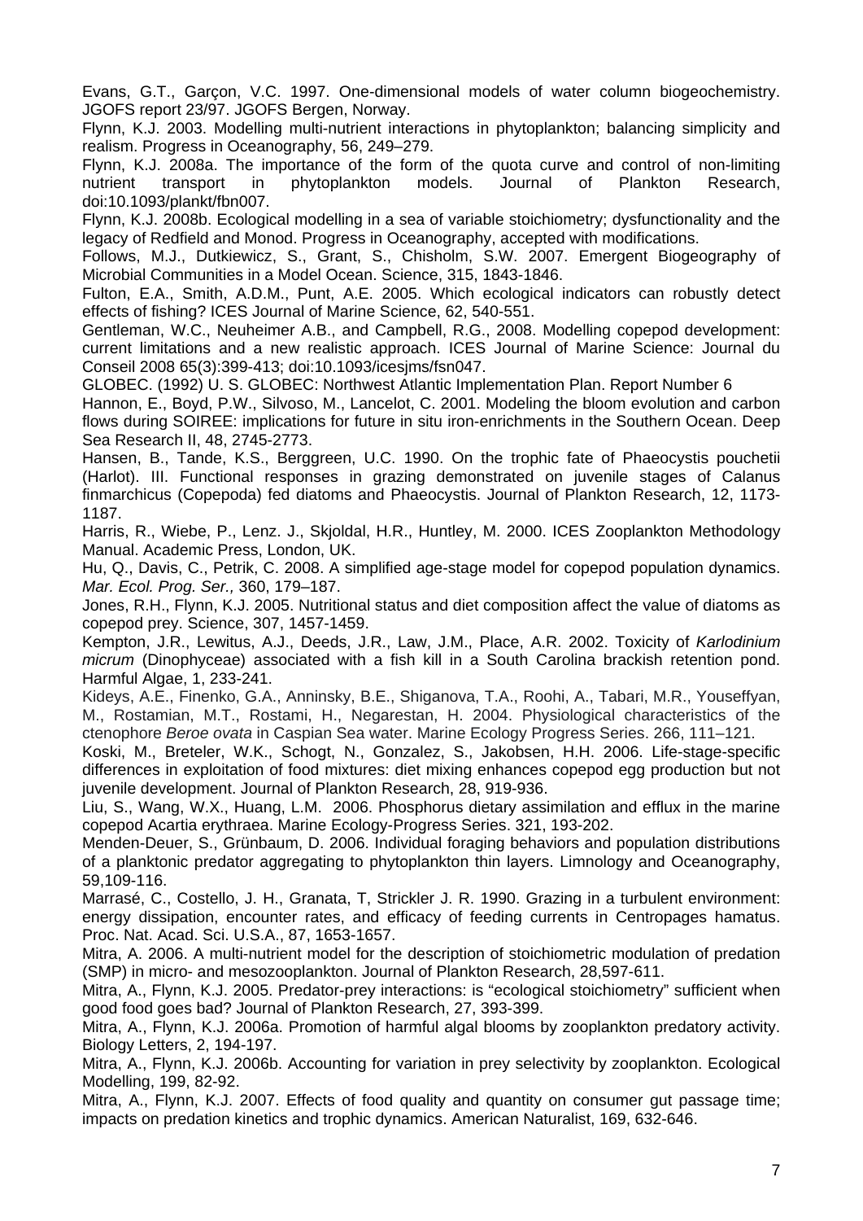Evans, G.T., Garçon, V.C. 1997. One-dimensional models of water column biogeochemistry. JGOFS report 23/97. JGOFS Bergen, Norway.

Flynn, K.J. 2003. Modelling multi-nutrient interactions in phytoplankton; balancing simplicity and realism. Progress in Oceanography, 56, 249–279.

Flynn, K.J. 2008a. The importance of the form of the quota curve and control of non-limiting nutrient transport in phytoplankton models. Journal of Plankton Research, doi:10.1093/plankt/fbn007.

Flynn, K.J. 2008b. Ecological modelling in a sea of variable stoichiometry; dysfunctionality and the legacy of Redfield and Monod. Progress in Oceanography, accepted with modifications.

Follows, M.J., Dutkiewicz, S., Grant, S., Chisholm, S.W. 2007. Emergent Biogeography of Microbial Communities in a Model Ocean. Science, 315, 1843-1846.

Fulton, E.A., Smith, A.D.M., Punt, A.E. 2005. Which ecological indicators can robustly detect effects of fishing? ICES Journal of Marine Science, 62, 540-551.

Gentleman, W.C., Neuheimer A.B., and Campbell, R.G., 2008. Modelling copepod development: current limitations and a new realistic approach. ICES Journal of Marine Science: Journal du Conseil 2008 65(3):399-413; doi:10.1093/icesjms/fsn047.

GLOBEC. (1992) U. S. GLOBEC: Northwest Atlantic Implementation Plan. Report Number 6

Hannon, E., Boyd, P.W., Silvoso, M., Lancelot, C. 2001. Modeling the bloom evolution and carbon flows during SOIREE: implications for future in situ iron-enrichments in the Southern Ocean. Deep Sea Research II, 48, 2745-2773.

Hansen, B., Tande, K.S., Berggreen, U.C. 1990. On the trophic fate of Phaeocystis pouchetii (Harlot). III. Functional responses in grazing demonstrated on juvenile stages of Calanus finmarchicus (Copepoda) fed diatoms and Phaeocystis. Journal of Plankton Research, 12, 1173-1187.

Harris, R., Wiebe, P., Lenz. J., Skjoldal, H.R., Huntley, M. 2000. ICES Zooplankton Methodology Manual. Academic Press, London, UK.

Hu, Q., Davis, C., Petrik, C. 2008. A simplified age-stage model for copepod population dynamics. *Mar. Ecol. Prog. Ser.,* 360, 179–187.

Jones, R.H., Flynn, K.J. 2005. Nutritional status and diet composition affect the value of diatoms as copepod prey. Science, 307, 1457-1459.

Kempton, J.R., Lewitus, A.J., Deeds, J.R., Law, J.M., Place, A.R. 2002. Toxicity of *Karlodinium micrum* (Dinophyceae) associated with a fish kill in a South Carolina brackish retention pond. Harmful Algae, 1, 233-241.

Kideys, A.E., Finenko, G.A., Anninsky, B.E., Shiganova, T.A., Roohi, A., Tabari, M.R., Youseffyan, M., Rostamian, M.T., Rostami, H., Negarestan, H. 2004. Physiological characteristics of the ctenophore *Beroe ovata* in Caspian Sea water. Marine Ecology Progress Series. 266, 111–121.

Koski, M., Breteler, W.K., Schogt, N., Gonzalez, S., Jakobsen, H.H. 2006. Life-stage-specific differences in exploitation of food mixtures: diet mixing enhances copepod egg production but not juvenile development. Journal of Plankton Research, 28, 919-936.

Liu, S., Wang, W.X., Huang, L.M. 2006. Phosphorus dietary assimilation and efflux in the marine copepod Acartia erythraea. Marine Ecology-Progress Series. 321, 193-202.

Menden-Deuer, S., Grünbaum, D. 2006. Individual foraging behaviors and population distributions of a planktonic predator aggregating to phytoplankton thin layers. Limnology and Oceanography, 59,109-116.

Marrasé, C., Costello, J. H., Granata, T, Strickler J. R. 1990. Grazing in a turbulent environment: energy dissipation, encounter rates, and efficacy of feeding currents in Centropages hamatus. Proc. Nat. Acad. Sci. U.S.A., 87, 1653-1657.

Mitra, A. 2006. A multi-nutrient model for the description of stoichiometric modulation of predation (SMP) in micro- and mesozooplankton. Journal of Plankton Research, 28,597-611.

Mitra, A., Flynn, K.J. 2005. Predator-prey interactions: is "ecological stoichiometry" sufficient when good food goes bad? Journal of Plankton Research, 27, 393-399.

Mitra, A., Flynn, K.J. 2006a. Promotion of harmful algal blooms by zooplankton predatory activity. Biology Letters, 2, 194-197.

Mitra, A., Flynn, K.J. 2006b. Accounting for variation in prey selectivity by zooplankton. Ecological Modelling, 199, 82-92.

Mitra, A., Flynn, K.J. 2007. Effects of food quality and quantity on consumer gut passage time; impacts on predation kinetics and trophic dynamics. American Naturalist, 169, 632-646.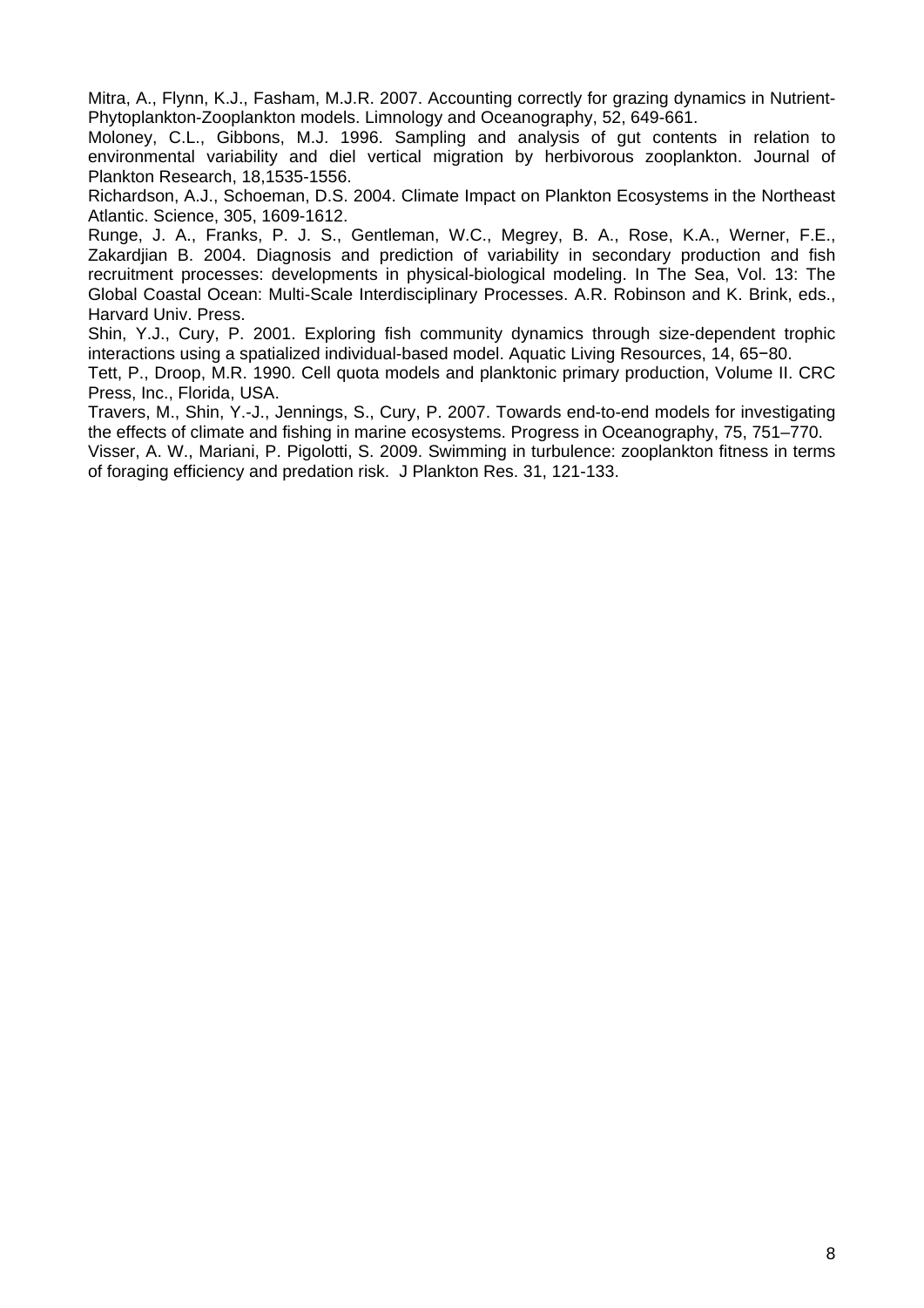Mitra, A., Flynn, K.J., Fasham, M.J.R. 2007. Accounting correctly for grazing dynamics in Nutrient-Phytoplankton-Zooplankton models. Limnology and Oceanography, 52, 649-661.

Moloney, C.L., Gibbons, M.J. 1996. Sampling and analysis of gut contents in relation to environmental variability and diel vertical migration by herbivorous zooplankton. Journal of Plankton Research, 18,1535-1556.

Richardson, A.J., Schoeman, D.S. 2004. Climate Impact on Plankton Ecosystems in the Northeast Atlantic. Science, 305, 1609-1612.

Runge, J. A., Franks, P. J. S., Gentleman, W.C., Megrey, B. A., Rose, K.A., Werner, F.E., Zakardjian B. 2004. Diagnosis and prediction of variability in secondary production and fish recruitment processes: developments in physical-biological modeling. In The Sea, Vol. 13: The Global Coastal Ocean: Multi-Scale Interdisciplinary Processes. A.R. Robinson and K. Brink, eds., Harvard Univ. Press.

Shin, Y.J., Cury, P. 2001. Exploring fish community dynamics through size-dependent trophic interactions using a spatialized individual-based model. Aquatic Living Resources, 14, 65−80.

Tett, P., Droop, M.R. 1990. Cell quota models and planktonic primary production, Volume II. CRC Press, Inc., Florida, USA.

Travers, M., Shin, Y.-J., Jennings, S., Cury, P. 2007. Towards end-to-end models for investigating the effects of climate and fishing in marine ecosystems. Progress in Oceanography, 75, 751–770.

Visser, A. W., Mariani, P. Pigolotti, S. 2009. Swimming in turbulence: zooplankton fitness in terms of foraging efficiency and predation risk. J Plankton Res. 31, 121-133.